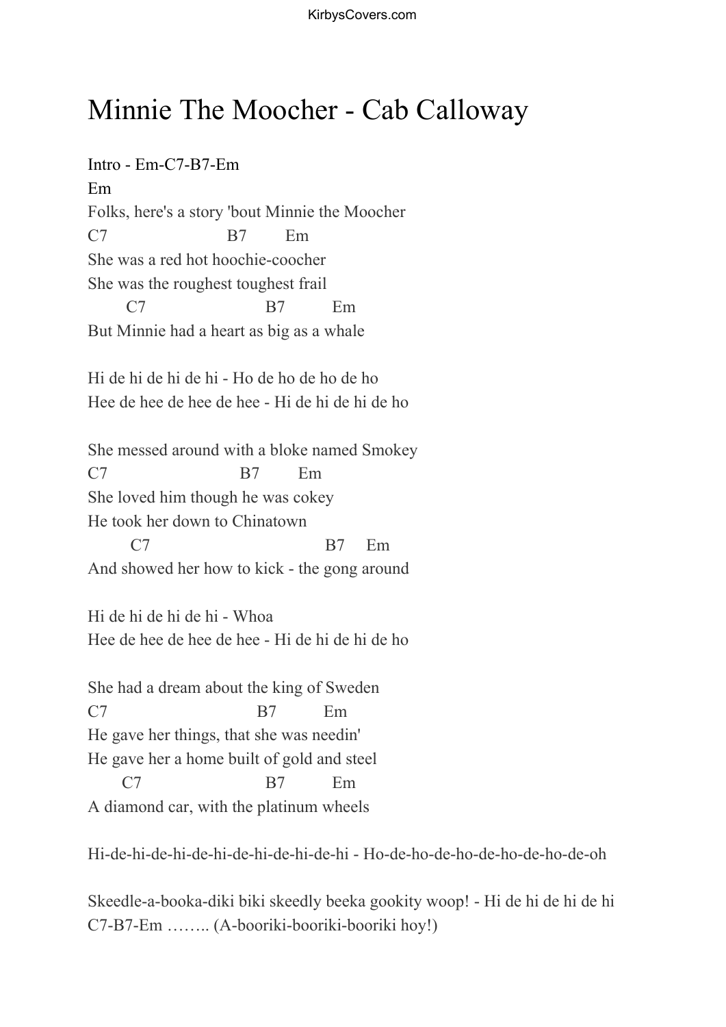# Minnie The Moocher - Cab Calloway

```
Intro - Em-C7-B7-Em
Em
Folks, here's a story 'bout Minnie the Moocher
C7                 B7       Em
She was a red hot hoochie-coocher
She was the roughest toughest frail
     C7                   B7        Em
But Minnie had a heart as big as a whale

Hi de hi de hi de hi - Ho de ho de ho de ho
Hee de hee de hee de hee - Hi de hi de hi de ho

She messed around with a bloke named Smokey
C7                  B7       Em
She loved him though he was cokey
He took her down to Chinatown
      C7                         B7    Em
And showed her how to kick - the gong around

Hi de hi de hi de hi - Whoa
Hee de hee de hee de hee - Hi de hi de hi de ho

She had a dream about the king of Sweden
C7                      B7        Em
He gave her things, that she was needin'
He gave her a home built of gold and steel
     C7                   B7        Em
A diamond car, with the platinum wheels

Hi-de-hi-de-hi-de-hi-de-hi-de-hi-de-hi - Ho-de-ho-de-ho-de-ho-de-ho-de-oh

Skeedle-a-booka-diki biki skeedly beeka gookity woop! - Hi de hi de hi de hi
C7-B7-Em …….. (A-booriki-booriki-booriki hoy!)
```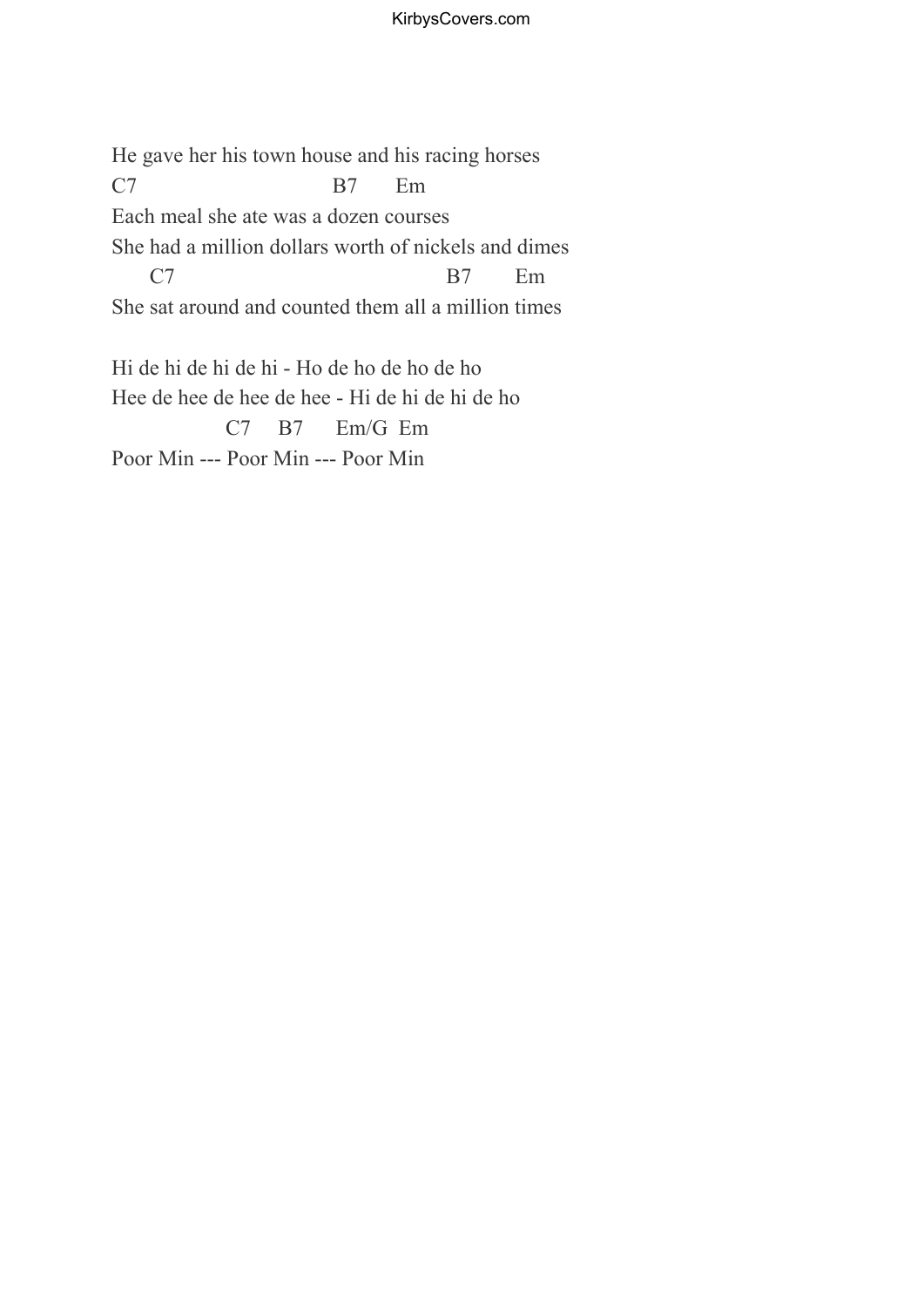```
He gave her his town house and his racing horses
C7                              B7       Em
Each meal she ate was a dozen courses
She had a million dollars worth of nickels and dimes
      C7                                          B7        Em
She sat around and counted them all a million times

Hi de hi de hi de hi - Ho de ho de ho de ho
Hee de hee de hee de hee - Hi de hi de hi de ho
                  C7     B7      Em/G  Em
Poor Min --- Poor Min --- Poor Min
```